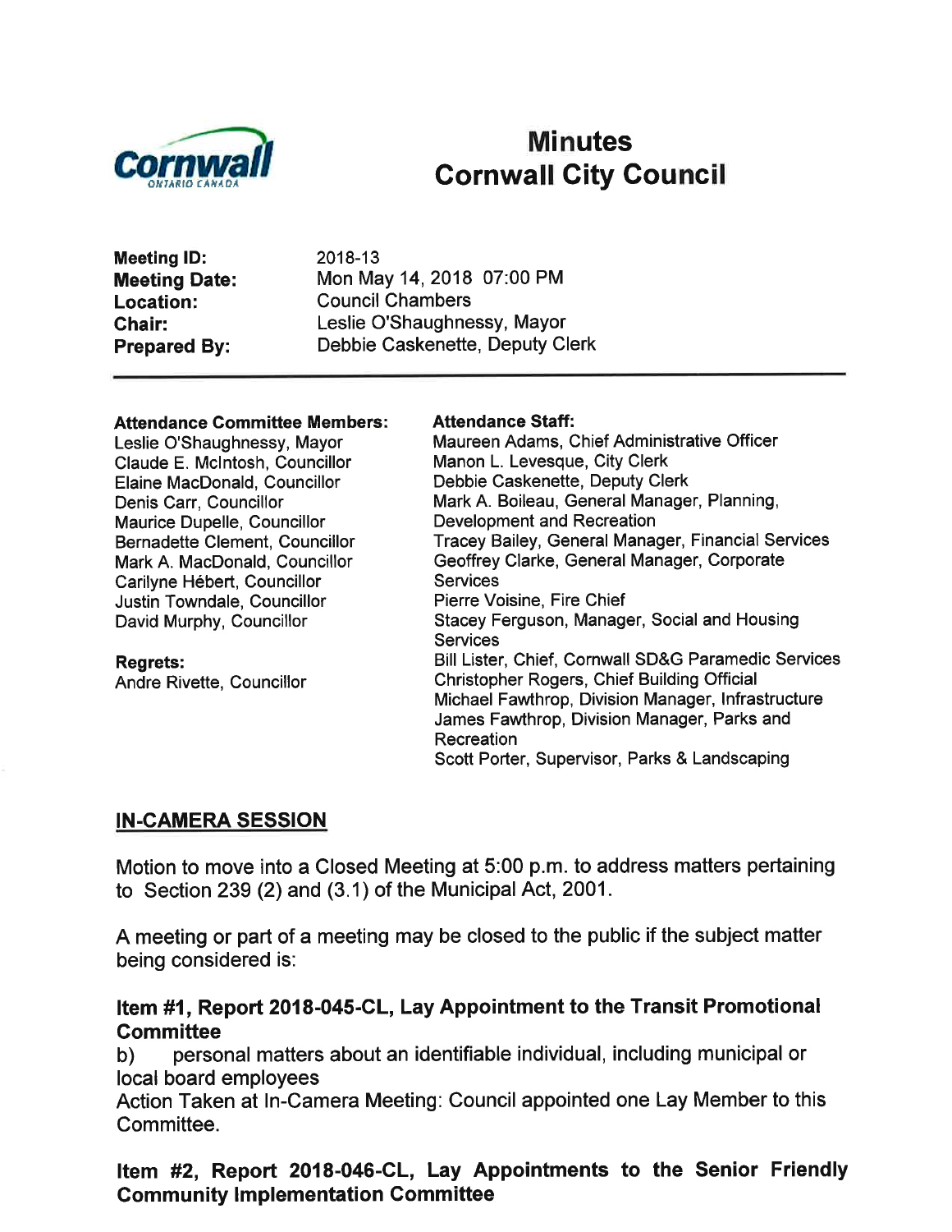# Minutes
# Cornwall City Council

**Meeting ID:** 2018-13
**Meeting Date:** Mon May 14, 2018 07:00 PM
**Location:** Council Chambers
**Chair:** Leslie O'Shaughnessy, Mayor
**Prepared By:** Debbie Caskenette, Deputy Clerk

---

**Attendance Committee Members:**
Leslie O'Shaughnessy, Mayor
Claude E. McIntosh, Councillor
Elaine MacDonald, Councillor
Denis Carr, Councillor
Maurice Dupelle, Councillor
Bernadette Clement, Councillor
Mark A. MacDonald, Councillor
Carilyne Hébert, Councillor
Justin Towndale, Councillor
David Murphy, Councillor

**Regrets:**
Andre Rivette, Councillor

**Attendance Staff:**
Maureen Adams, Chief Administrative Officer
Manon L. Levesque, City Clerk
Debbie Caskenette, Deputy Clerk
Mark A. Boileau, General Manager, Planning, Development and Recreation
Tracey Bailey, General Manager, Financial Services
Geoffrey Clarke, General Manager, Corporate Services
Pierre Voisine, Fire Chief
Stacey Ferguson, Manager, Social and Housing Services
Bill Lister, Chief, Cornwall SD&G Paramedic Services
Christopher Rogers, Chief Building Official
Michael Fawthrop, Division Manager, Infrastructure
James Fawthrop, Division Manager, Parks and Recreation
Scott Porter, Supervisor, Parks & Landscaping

## IN-CAMERA SESSION

Motion to move into a Closed Meeting at 5:00 p.m. to address matters pertaining to Section 239 (2) and (3.1) of the Municipal Act, 2001.

A meeting or part of a meeting may be closed to the public if the subject matter being considered is:

### Item #1, Report 2018-045-CL, Lay Appointment to the Transit Promotional Committee

b) personal matters about an identifiable individual, including municipal or local board employees

Action Taken at In-Camera Meeting: Council appointed one Lay Member to this Committee.

### Item #2, Report 2018-046-CL, Lay Appointments to the Senior Friendly Community Implementation Committee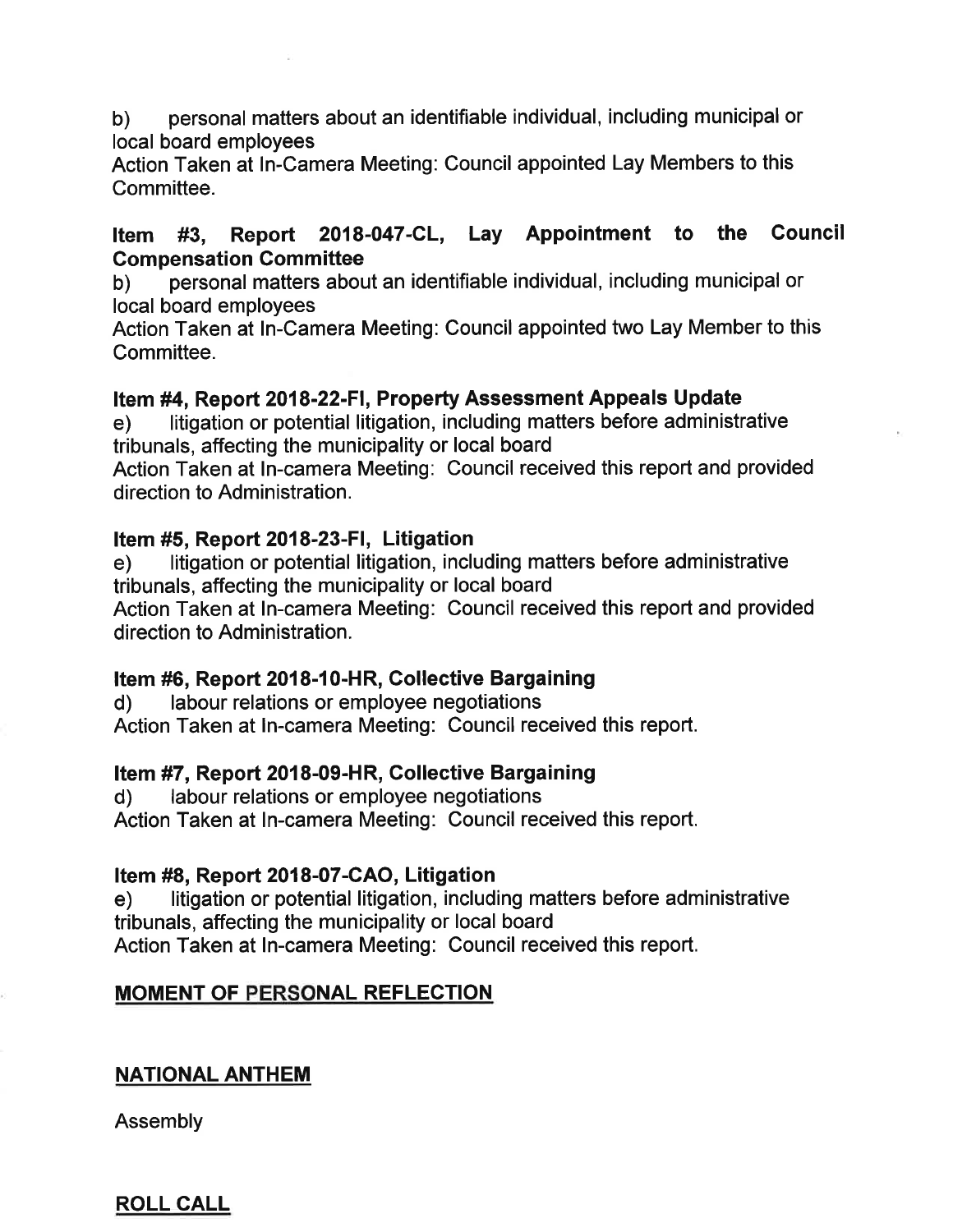b) personal matters about an identifiable individual, including municipal or local board employees
Action Taken at In-Camera Meeting: Council appointed Lay Members to this Committee.

### Item #3, Report 2018-047-CL, Lay Appointment to the Council Compensation Committee

b) personal matters about an identifiable individual, including municipal or local board employees
Action Taken at In-Camera Meeting: Council appointed two Lay Member to this Committee.

### Item #4, Report 2018-22-FI, Property Assessment Appeals Update

e) litigation or potential litigation, including matters before administrative tribunals, affecting the municipality or local board
Action Taken at In-camera Meeting: Council received this report and provided direction to Administration.

### Item #5, Report 2018-23-FI, Litigation

e) litigation or potential litigation, including matters before administrative tribunals, affecting the municipality or local board
Action Taken at In-camera Meeting: Council received this report and provided direction to Administration.

### Item #6, Report 2018-10-HR, Collective Bargaining

d) labour relations or employee negotiations
Action Taken at In-camera Meeting: Council received this report.

### Item #7, Report 2018-09-HR, Collective Bargaining

d) labour relations or employee negotiations
Action Taken at In-camera Meeting: Council received this report.

### Item #8, Report 2018-07-CAO, Litigation

e) litigation or potential litigation, including matters before administrative tribunals, affecting the municipality or local board
Action Taken at In-camera Meeting: Council received this report.

## MOMENT OF PERSONAL REFLECTION

## NATIONAL ANTHEM

Assembly

## ROLL CALL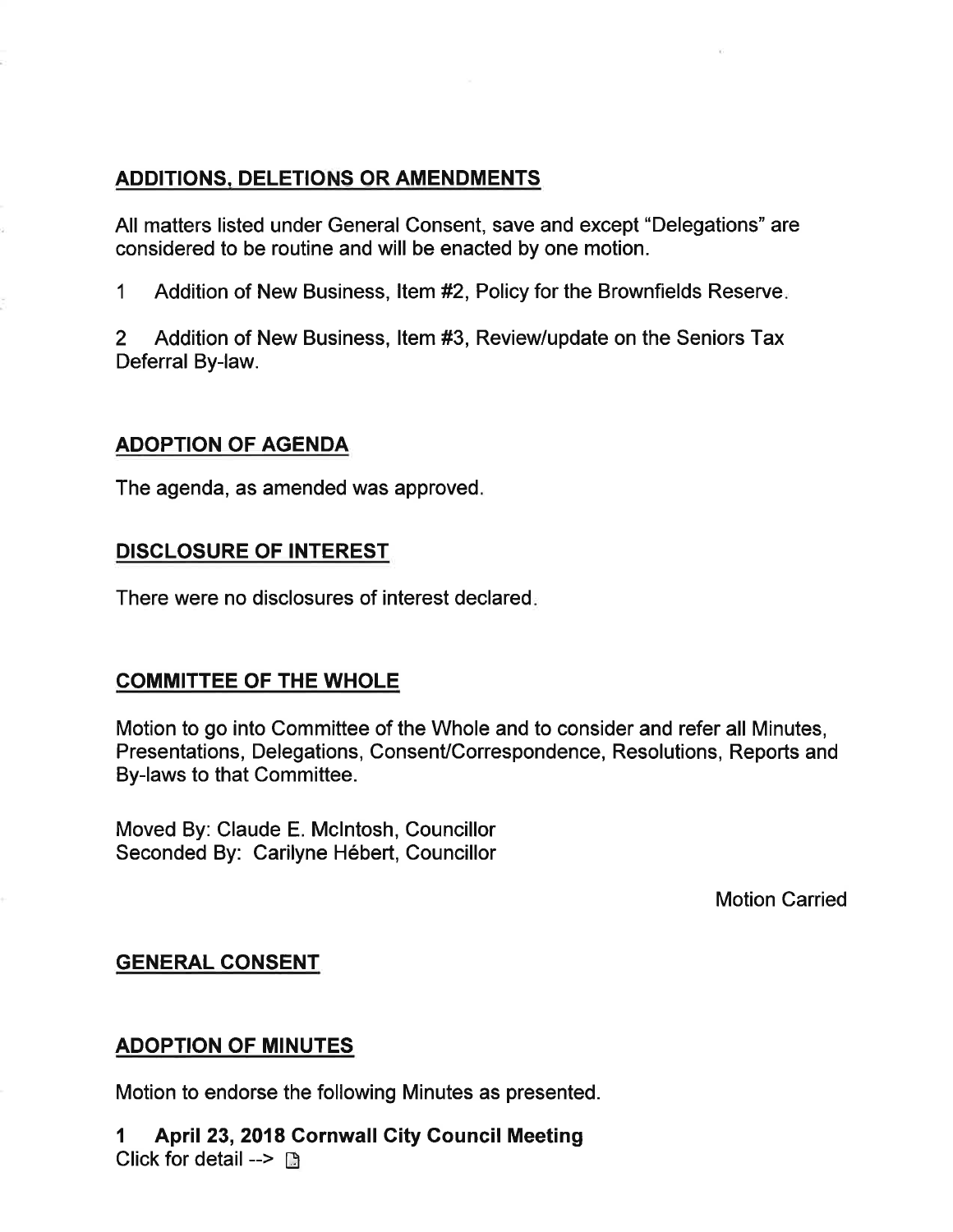## ADDITIONS, DELETIONS OR AMENDMENTS

All matters listed under General Consent, save and except "Delegations" are considered to be routine and will be enacted by one motion.

1 Addition of New Business, Item #2, Policy for the Brownfields Reserve.

2 Addition of New Business, Item #3, Review/update on the Seniors Tax Deferral By-law.

## ADOPTION OF AGENDA

The agenda, as amended was approved.

## DISCLOSURE OF INTEREST

There were no disclosures of interest declared.

## COMMITTEE OF THE WHOLE

Motion to go into Committee of the Whole and to consider and refer all Minutes, Presentations, Delegations, Consent/Correspondence, Resolutions, Reports and By-laws to that Committee.

Moved By: Claude E. McIntosh, Councillor
Seconded By: Carilyne Hébert, Councillor

Motion Carried

## GENERAL CONSENT

## ADOPTION OF MINUTES

Motion to endorse the following Minutes as presented.

**1 April 23, 2018 Cornwall City Council Meeting**
Click for detail -->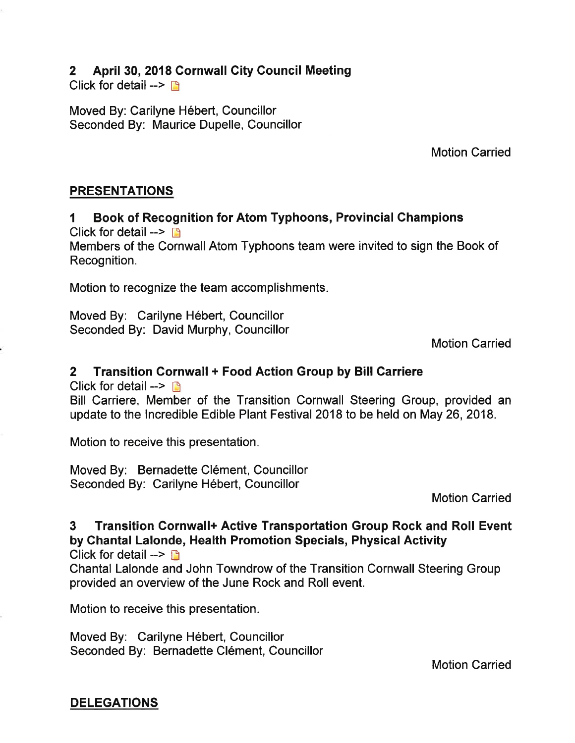**2 April 30, 2018 Cornwall City Council Meeting**
Click for detail -->

Moved By: Carilyne Hébert, Councillor
Seconded By: Maurice Dupelle, Councillor

Motion Carried

## PRESENTATIONS

### 1 Book of Recognition for Atom Typhoons, Provincial Champions

Click for detail -->
Members of the Cornwall Atom Typhoons team were invited to sign the Book of Recognition.

Motion to recognize the team accomplishments.

Moved By: Carilyne Hébert, Councillor
Seconded By: David Murphy, Councillor

Motion Carried

### 2 Transition Cornwall + Food Action Group by Bill Carriere

Click for detail -->
Bill Carriere, Member of the Transition Cornwall Steering Group, provided an update to the Incredible Edible Plant Festival 2018 to be held on May 26, 2018.

Motion to receive this presentation.

Moved By: Bernadette Clément, Councillor
Seconded By: Carilyne Hébert, Councillor

Motion Carried

### 3 Transition Cornwall+ Active Transportation Group Rock and Roll Event by Chantal Lalonde, Health Promotion Specials, Physical Activity

Click for detail -->
Chantal Lalonde and John Towndrow of the Transition Cornwall Steering Group provided an overview of the June Rock and Roll event.

Motion to receive this presentation.

Moved By: Carilyne Hébert, Councillor
Seconded By: Bernadette Clément, Councillor

Motion Carried

## DELEGATIONS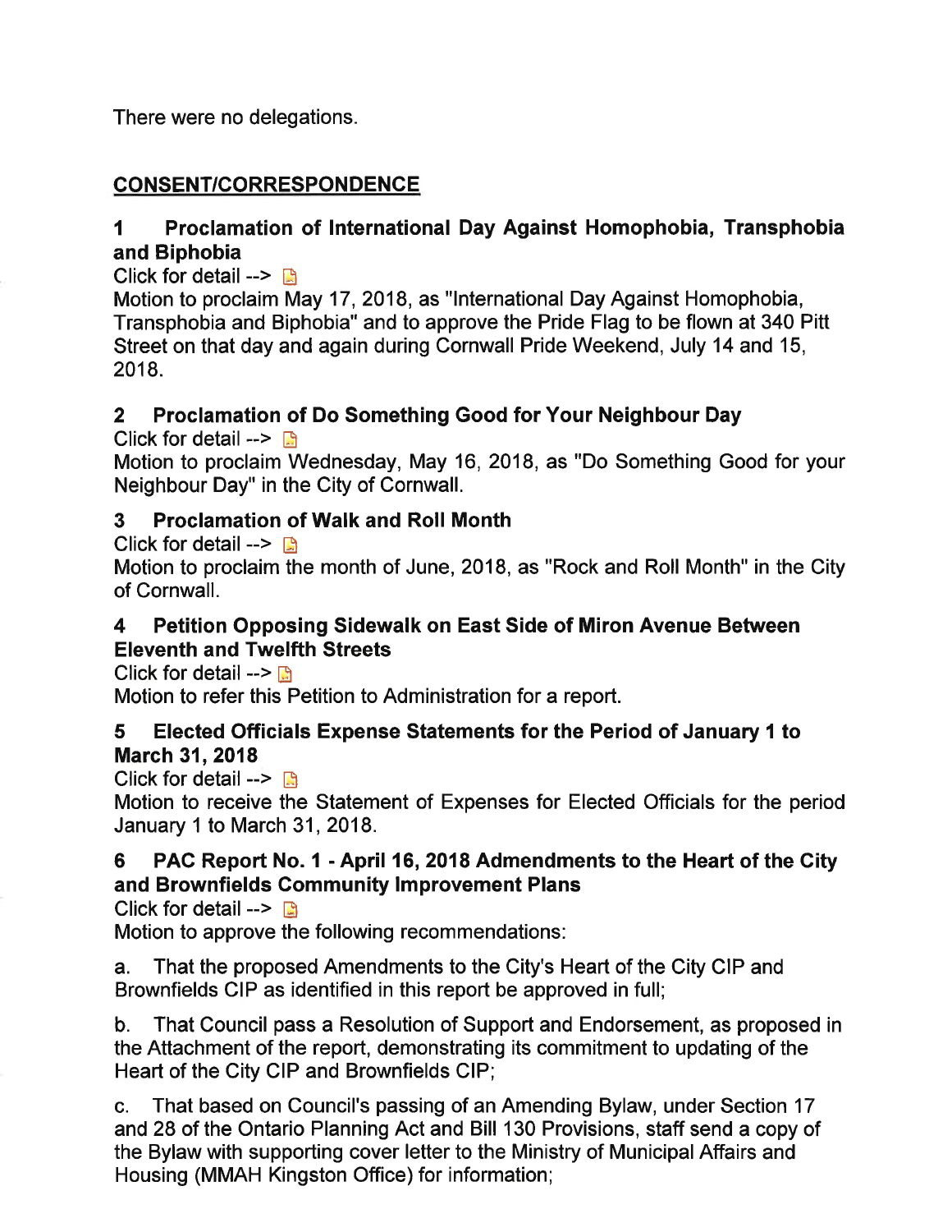There were no delegations.

## CONSENT/CORRESPONDENCE

### 1 Proclamation of International Day Against Homophobia, Transphobia and Biphobia

Click for detail -->

Motion to proclaim May 17, 2018, as "International Day Against Homophobia, Transphobia and Biphobia" and to approve the Pride Flag to be flown at 340 Pitt Street on that day and again during Cornwall Pride Weekend, July 14 and 15, 2018.

### 2 Proclamation of Do Something Good for Your Neighbour Day

Click for detail -->

Motion to proclaim Wednesday, May 16, 2018, as "Do Something Good for your Neighbour Day" in the City of Cornwall.

### 3 Proclamation of Walk and Roll Month

Click for detail -->

Motion to proclaim the month of June, 2018, as "Rock and Roll Month" in the City of Cornwall.

### 4 Petition Opposing Sidewalk on East Side of Miron Avenue Between Eleventh and Twelfth Streets

Click for detail -->

Motion to refer this Petition to Administration for a report.

### 5 Elected Officials Expense Statements for the Period of January 1 to March 31, 2018

Click for detail -->

Motion to receive the Statement of Expenses for Elected Officials for the period January 1 to March 31, 2018.

### 6 PAC Report No. 1 - April 16, 2018 Admendments to the Heart of the City and Brownfields Community Improvement Plans

Click for detail -->

Motion to approve the following recommendations:

a. That the proposed Amendments to the City's Heart of the City CIP and Brownfields CIP as identified in this report be approved in full;

b. That Council pass a Resolution of Support and Endorsement, as proposed in the Attachment of the report, demonstrating its commitment to updating of the Heart of the City CIP and Brownfields CIP;

c. That based on Council's passing of an Amending Bylaw, under Section 17 and 28 of the Ontario Planning Act and Bill 130 Provisions, staff send a copy of the Bylaw with supporting cover letter to the Ministry of Municipal Affairs and Housing (MMAH Kingston Office) for information;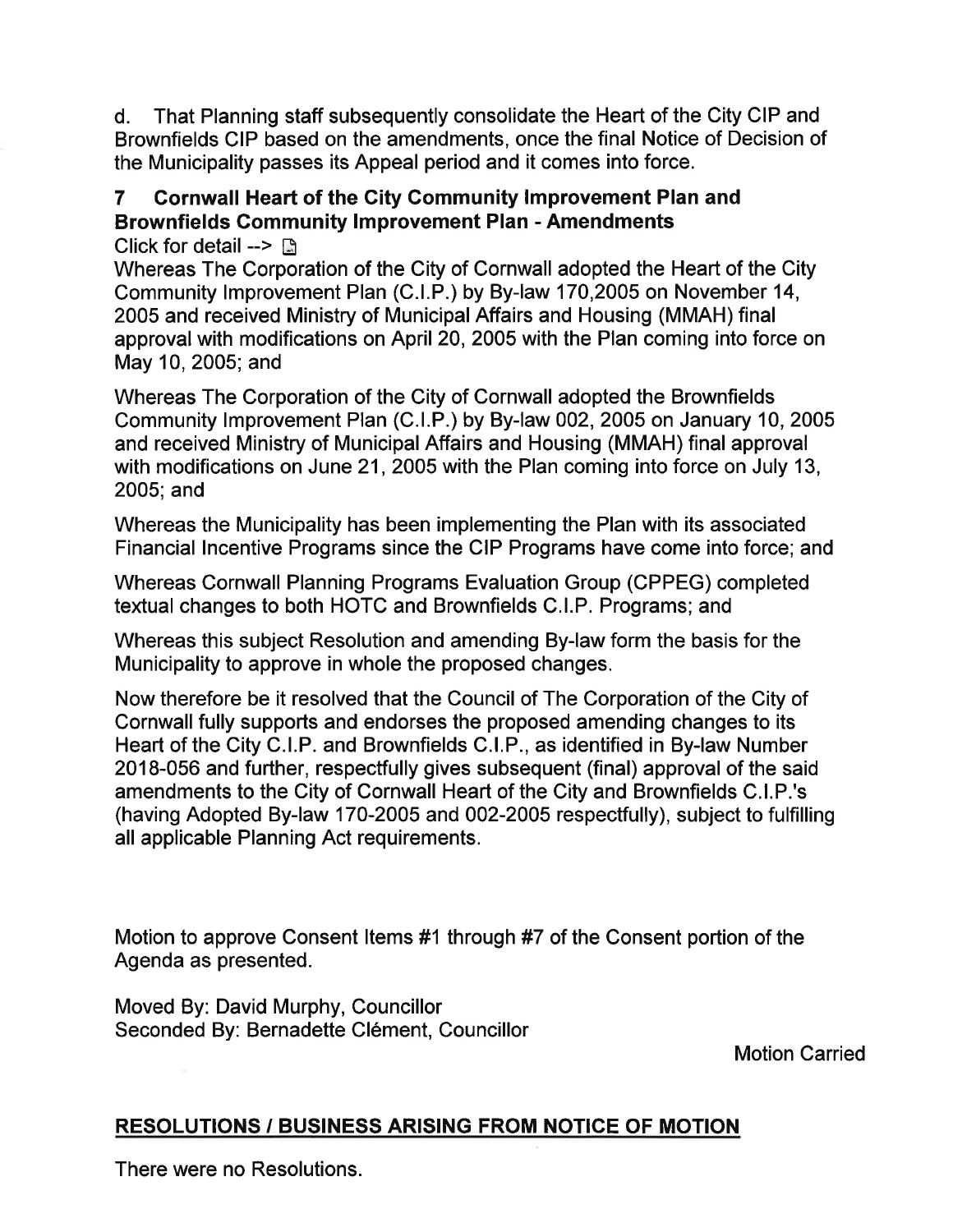d. That Planning staff subsequently consolidate the Heart of the City CIP and Brownfields CIP based on the amendments, once the final Notice of Decision of the Municipality passes its Appeal period and it comes into force.

### 7 Cornwall Heart of the City Community Improvement Plan and Brownfields Community Improvement Plan - Amendments

Click for detail -->

Whereas The Corporation of the City of Cornwall adopted the Heart of the City Community Improvement Plan (C.I.P.) by By-law 170,2005 on November 14, 2005 and received Ministry of Municipal Affairs and Housing (MMAH) final approval with modifications on April 20, 2005 with the Plan coming into force on May 10, 2005; and

Whereas The Corporation of the City of Cornwall adopted the Brownfields Community Improvement Plan (C.I.P.) by By-law 002, 2005 on January 10, 2005 and received Ministry of Municipal Affairs and Housing (MMAH) final approval with modifications on June 21, 2005 with the Plan coming into force on July 13, 2005; and

Whereas the Municipality has been implementing the Plan with its associated Financial Incentive Programs since the CIP Programs have come into force; and

Whereas Cornwall Planning Programs Evaluation Group (CPPEG) completed textual changes to both HOTC and Brownfields C.I.P. Programs; and

Whereas this subject Resolution and amending By-law form the basis for the Municipality to approve in whole the proposed changes.

Now therefore be it resolved that the Council of The Corporation of the City of Cornwall fully supports and endorses the proposed amending changes to its Heart of the City C.I.P. and Brownfields C.I.P., as identified in By-law Number 2018-056 and further, respectfully gives subsequent (final) approval of the said amendments to the City of Cornwall Heart of the City and Brownfields C.I.P.'s (having Adopted By-law 170-2005 and 002-2005 respectfully), subject to fulfilling all applicable Planning Act requirements.

Motion to approve Consent Items #1 through #7 of the Consent portion of the Agenda as presented.

Moved By: David Murphy, Councillor
Seconded By: Bernadette Clément, Councillor

Motion Carried

## RESOLUTIONS / BUSINESS ARISING FROM NOTICE OF MOTION

There were no Resolutions.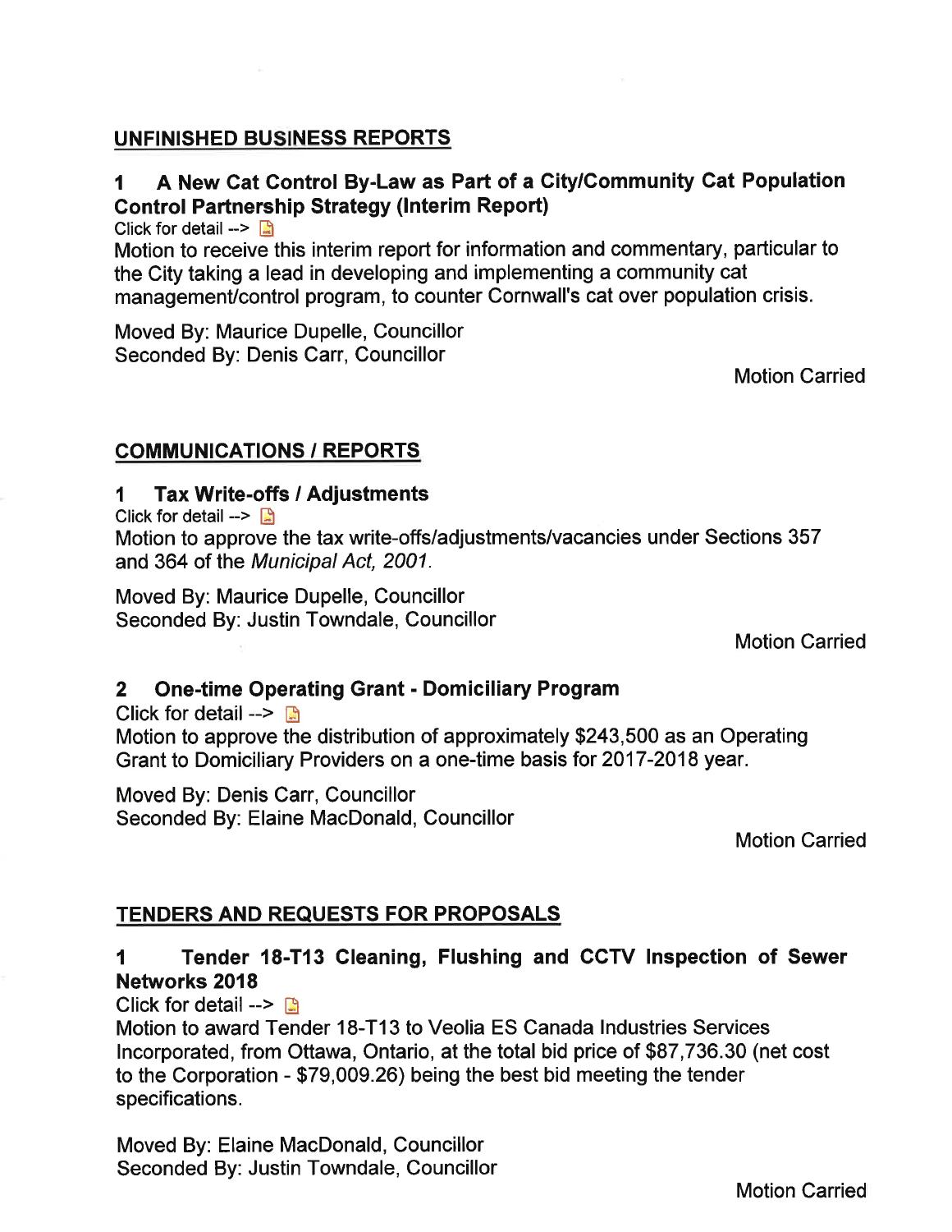## UNFINISHED BUSINESS REPORTS

### 1 A New Cat Control By-Law as Part of a City/Community Cat Population Control Partnership Strategy (Interim Report)

Click for detail -->

Motion to receive this interim report for information and commentary, particular to the City taking a lead in developing and implementing a community cat management/control program, to counter Cornwall's cat over population crisis.

Moved By: Maurice Dupelle, Councillor
Seconded By: Denis Carr, Councillor

Motion Carried

## COMMUNICATIONS / REPORTS

### 1 Tax Write-offs / Adjustments

Click for detail -->

Motion to approve the tax write-offs/adjustments/vacancies under Sections 357 and 364 of the *Municipal Act, 2001*.

Moved By: Maurice Dupelle, Councillor
Seconded By: Justin Towndale, Councillor

Motion Carried

### 2 One-time Operating Grant - Domiciliary Program

Click for detail -->

Motion to approve the distribution of approximately $243,500 as an Operating Grant to Domiciliary Providers on a one-time basis for 2017-2018 year.

Moved By: Denis Carr, Councillor
Seconded By: Elaine MacDonald, Councillor

Motion Carried

## TENDERS AND REQUESTS FOR PROPOSALS

### 1 Tender 18-T13 Cleaning, Flushing and CCTV Inspection of Sewer Networks 2018

Click for detail -->

Motion to award Tender 18-T13 to Veolia ES Canada Industries Services Incorporated, from Ottawa, Ontario, at the total bid price of $87,736.30 (net cost to the Corporation - $79,009.26) being the best bid meeting the tender specifications.

Moved By: Elaine MacDonald, Councillor
Seconded By: Justin Towndale, Councillor

Motion Carried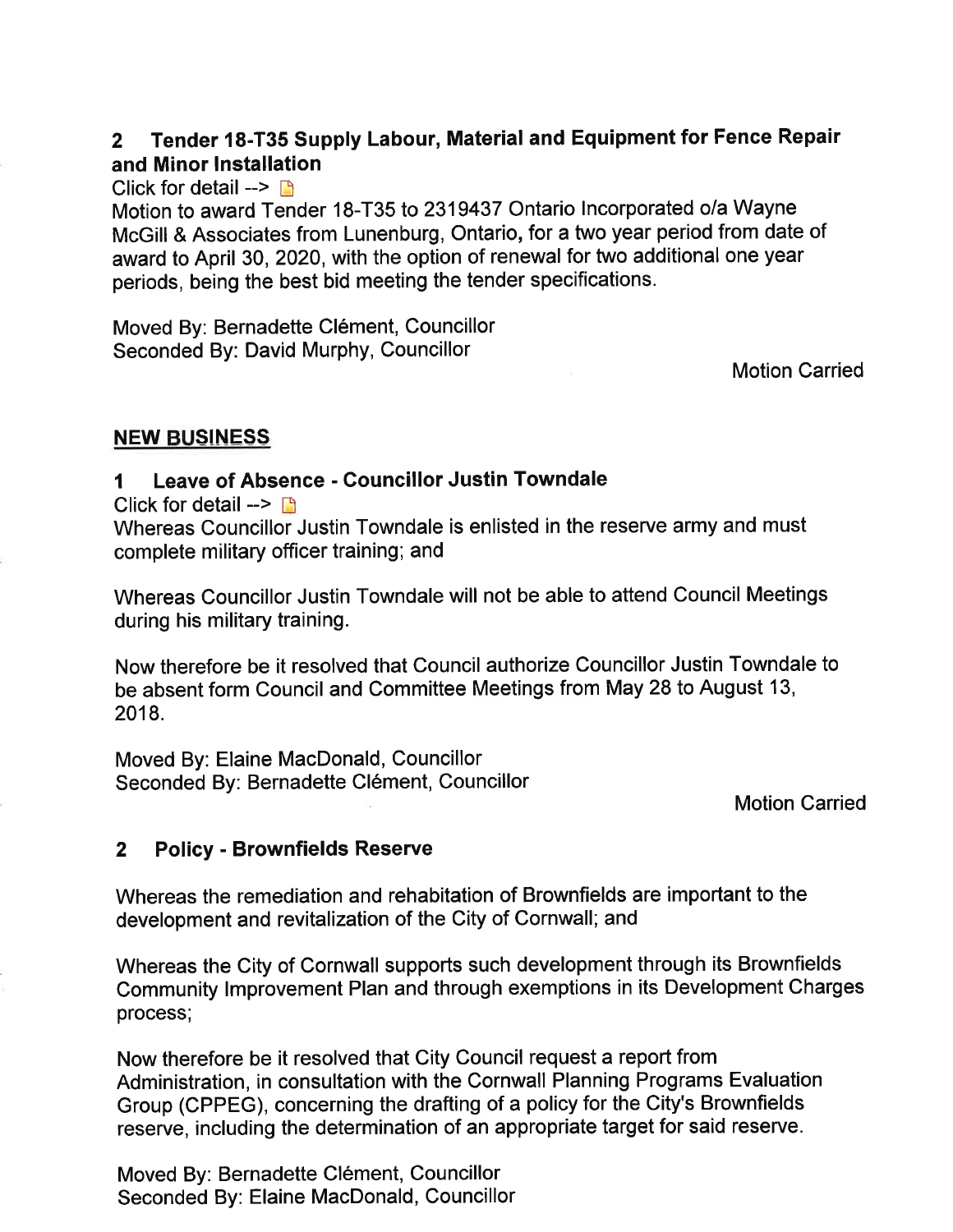## 2 Tender 18-T35 Supply Labour, Material and Equipment for Fence Repair and Minor Installation

Click for detail -->

Motion to award Tender 18-T35 to 2319437 Ontario Incorporated o/a Wayne McGill & Associates from Lunenburg, Ontario, for a two year period from date of award to April 30, 2020, with the option of renewal for two additional one year periods, being the best bid meeting the tender specifications.

Moved By: Bernadette Clément, Councillor
Seconded By: David Murphy, Councillor

Motion Carried

## NEW BUSINESS

### 1 Leave of Absence - Councillor Justin Towndale

Click for detail -->

Whereas Councillor Justin Towndale is enlisted in the reserve army and must complete military officer training; and

Whereas Councillor Justin Towndale will not be able to attend Council Meetings during his military training.

Now therefore be it resolved that Council authorize Councillor Justin Towndale to be absent form Council and Committee Meetings from May 28 to August 13, 2018.

Moved By: Elaine MacDonald, Councillor
Seconded By: Bernadette Clément, Councillor

Motion Carried

### 2 Policy - Brownfields Reserve

Whereas the remediation and rehabitation of Brownfields are important to the development and revitalization of the City of Cornwall; and

Whereas the City of Cornwall supports such development through its Brownfields Community Improvement Plan and through exemptions in its Development Charges process;

Now therefore be it resolved that City Council request a report from Administration, in consultation with the Cornwall Planning Programs Evaluation Group (CPPEG), concerning the drafting of a policy for the City's Brownfields reserve, including the determination of an appropriate target for said reserve.

Moved By: Bernadette Clément, Councillor
Seconded By: Elaine MacDonald, Councillor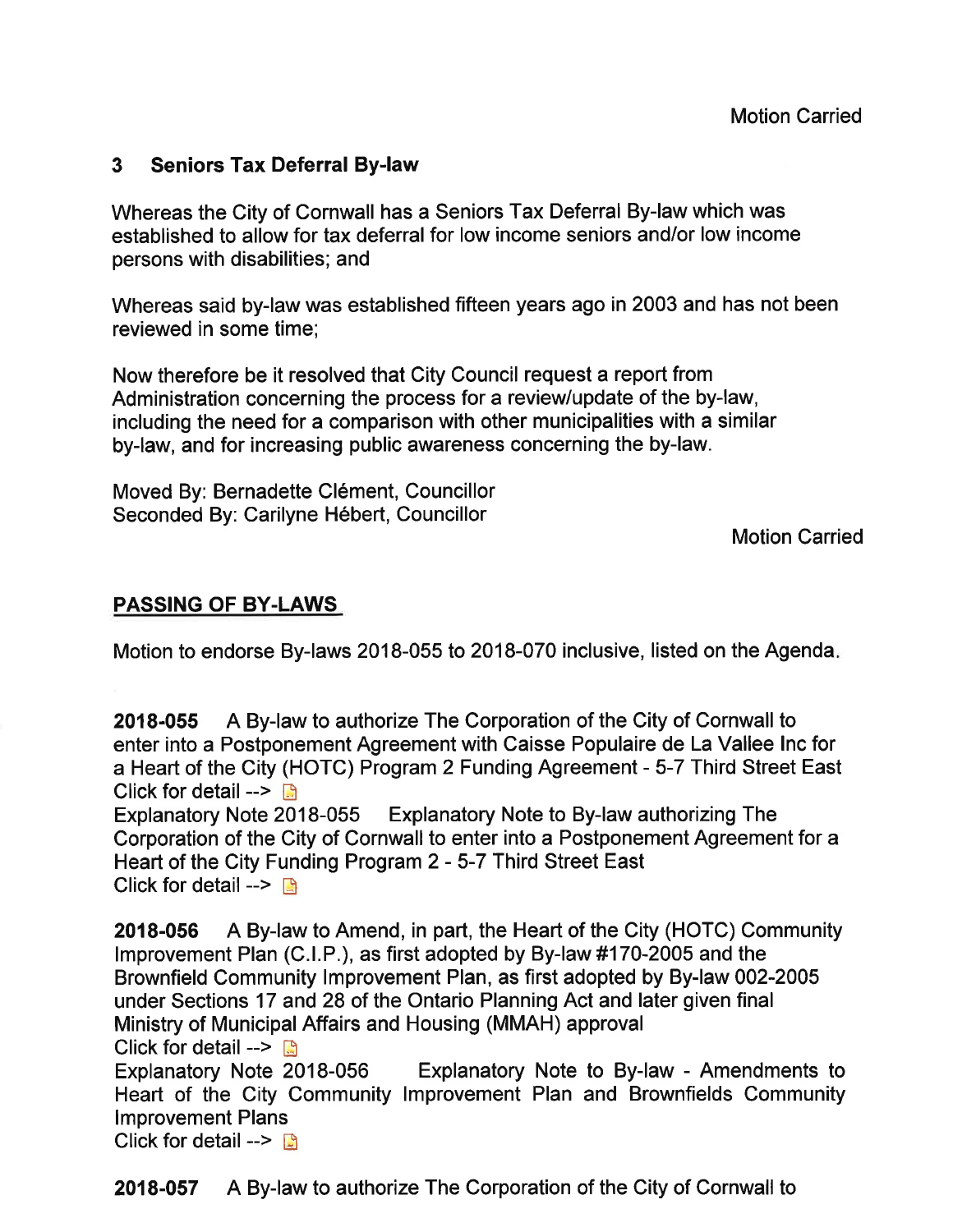Motion Carried

### 3 Seniors Tax Deferral By-law

Whereas the City of Cornwall has a Seniors Tax Deferral By-law which was established to allow for tax deferral for low income seniors and/or low income persons with disabilities; and

Whereas said by-law was established fifteen years ago in 2003 and has not been reviewed in some time;

Now therefore be it resolved that City Council request a report from Administration concerning the process for a review/update of the by-law, including the need for a comparison with other municipalities with a similar by-law, and for increasing public awareness concerning the by-law.

Moved By: Bernadette Clément, Councillor
Seconded By: Carilyne Hébert, Councillor

Motion Carried

## PASSING OF BY-LAWS

Motion to endorse By-laws 2018-055 to 2018-070 inclusive, listed on the Agenda.

**2018-055** A By-law to authorize The Corporation of the City of Cornwall to enter into a Postponement Agreement with Caisse Populaire de La Vallee Inc for a Heart of the City (HOTC) Program 2 Funding Agreement - 5-7 Third Street East
Click for detail -->
Explanatory Note 2018-055 Explanatory Note to By-law authorizing The Corporation of the City of Cornwall to enter into a Postponement Agreement for a Heart of the City Funding Program 2 - 5-7 Third Street East
Click for detail -->

**2018-056** A By-law to Amend, in part, the Heart of the City (HOTC) Community Improvement Plan (C.I.P.), as first adopted by By-law #170-2005 and the Brownfield Community Improvement Plan, as first adopted by By-law 002-2005 under Sections 17 and 28 of the Ontario Planning Act and later given final Ministry of Municipal Affairs and Housing (MMAH) approval
Click for detail -->
Explanatory Note 2018-056 Explanatory Note to By-law - Amendments to Heart of the City Community Improvement Plan and Brownfields Community Improvement Plans
Click for detail -->

**2018-057** A By-law to authorize The Corporation of the City of Cornwall to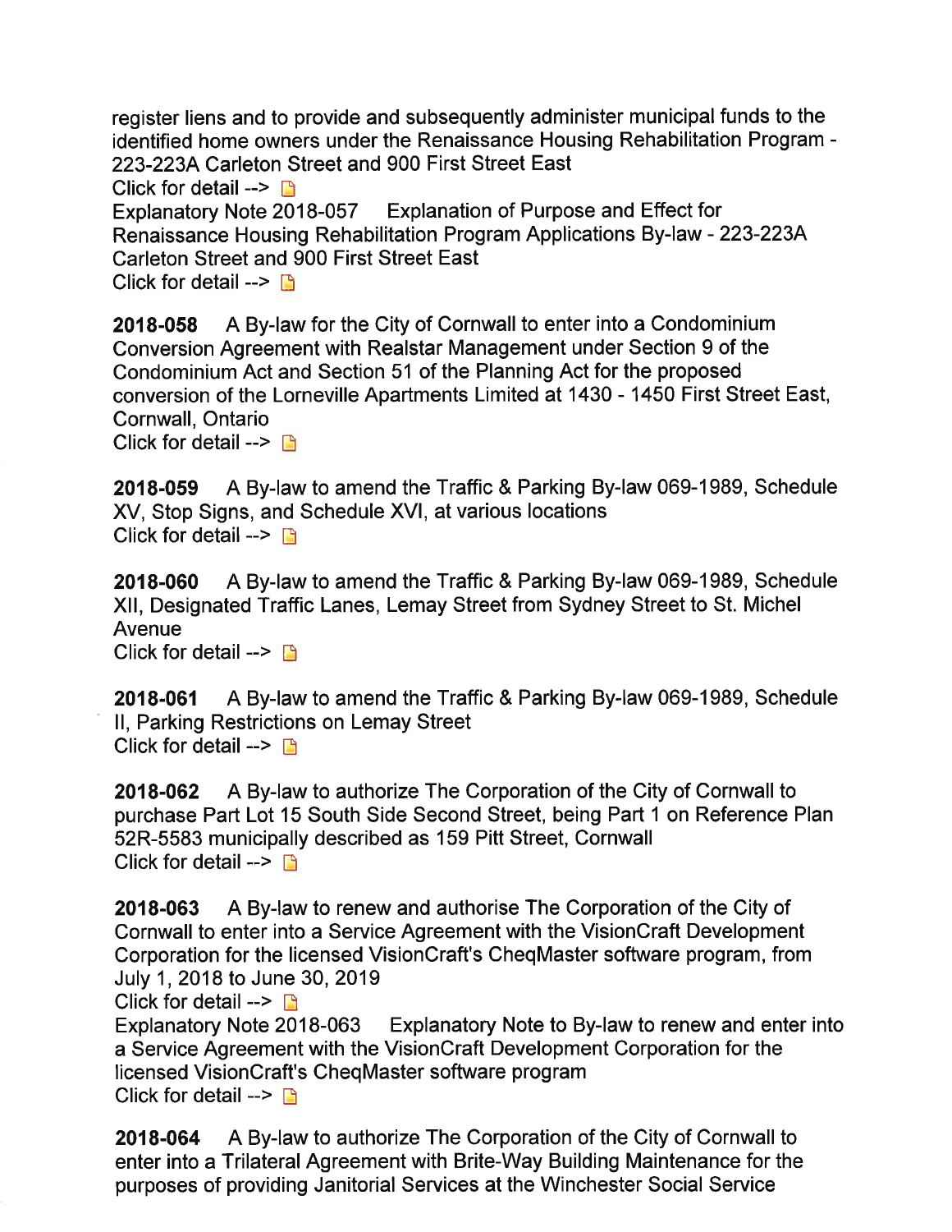register liens and to provide and subsequently administer municipal funds to the identified home owners under the Renaissance Housing Rehabilitation Program - 223-223A Carleton Street and 900 First Street East
Click for detail -->
Explanatory Note 2018-057 Explanation of Purpose and Effect for Renaissance Housing Rehabilitation Program Applications By-law - 223-223A Carleton Street and 900 First Street East
Click for detail -->

**2018-058** A By-law for the City of Cornwall to enter into a Condominium Conversion Agreement with Realstar Management under Section 9 of the Condominium Act and Section 51 of the Planning Act for the proposed conversion of the Lorneville Apartments Limited at 1430 - 1450 First Street East, Cornwall, Ontario
Click for detail -->

**2018-059** A By-law to amend the Traffic & Parking By-law 069-1989, Schedule XV, Stop Signs, and Schedule XVI, at various locations
Click for detail -->

**2018-060** A By-law to amend the Traffic & Parking By-law 069-1989, Schedule XII, Designated Traffic Lanes, Lemay Street from Sydney Street to St. Michel Avenue
Click for detail -->

**2018-061** A By-law to amend the Traffic & Parking By-law 069-1989, Schedule II, Parking Restrictions on Lemay Street
Click for detail -->

**2018-062** A By-law to authorize The Corporation of the City of Cornwall to purchase Part Lot 15 South Side Second Street, being Part 1 on Reference Plan 52R-5583 municipally described as 159 Pitt Street, Cornwall
Click for detail -->

**2018-063** A By-law to renew and authorise The Corporation of the City of Cornwall to enter into a Service Agreement with the VisionCraft Development Corporation for the licensed VisionCraft's CheqMaster software program, from July 1, 2018 to June 30, 2019
Click for detail -->
Explanatory Note 2018-063 Explanatory Note to By-law to renew and enter into a Service Agreement with the VisionCraft Development Corporation for the licensed VisionCraft's CheqMaster software program
Click for detail -->

**2018-064** A By-law to authorize The Corporation of the City of Cornwall to enter into a Trilateral Agreement with Brite-Way Building Maintenance for the purposes of providing Janitorial Services at the Winchester Social Service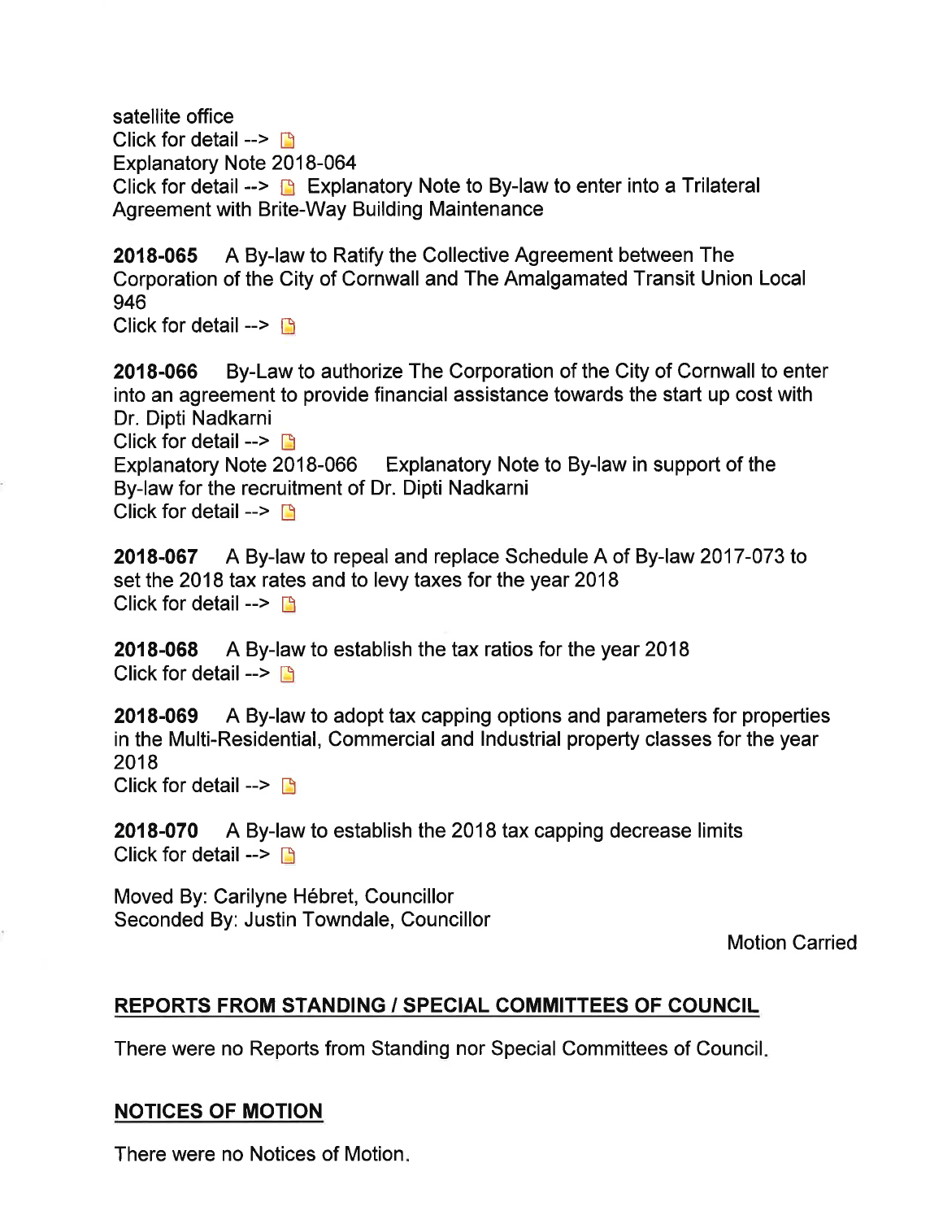satellite office
Click for detail -->
Explanatory Note 2018-064
Click for detail --> Explanatory Note to By-law to enter into a Trilateral Agreement with Brite-Way Building Maintenance

**2018-065** A By-law to Ratify the Collective Agreement between The Corporation of the City of Cornwall and The Amalgamated Transit Union Local 946
Click for detail -->

**2018-066** By-Law to authorize The Corporation of the City of Cornwall to enter into an agreement to provide financial assistance towards the start up cost with Dr. Dipti Nadkarni
Click for detail -->
Explanatory Note 2018-066 Explanatory Note to By-law in support of the By-law for the recruitment of Dr. Dipti Nadkarni
Click for detail -->

**2018-067** A By-law to repeal and replace Schedule A of By-law 2017-073 to set the 2018 tax rates and to levy taxes for the year 2018
Click for detail -->

**2018-068** A By-law to establish the tax ratios for the year 2018
Click for detail -->

**2018-069** A By-law to adopt tax capping options and parameters for properties in the Multi-Residential, Commercial and Industrial property classes for the year 2018
Click for detail -->

**2018-070** A By-law to establish the 2018 tax capping decrease limits
Click for detail -->

Moved By: Carilyne Hébret, Councillor
Seconded By: Justin Towndale, Councillor

Motion Carried

## REPORTS FROM STANDING / SPECIAL COMMITTEES OF COUNCIL

There were no Reports from Standing nor Special Committees of Council.

## NOTICES OF MOTION

There were no Notices of Motion.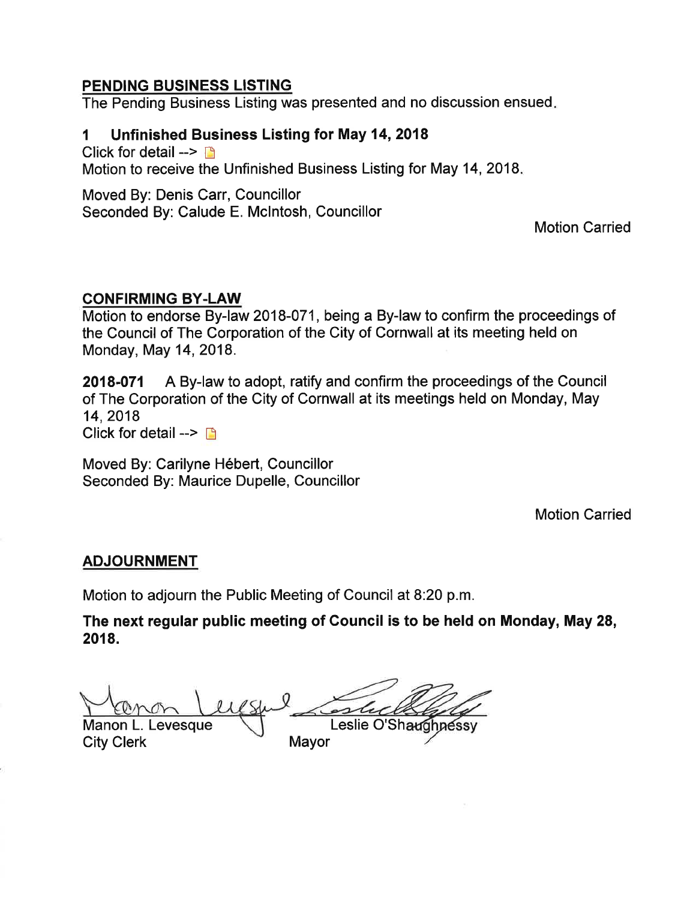## PENDING BUSINESS LISTING

The Pending Business Listing was presented and no discussion ensued.

### 1 Unfinished Business Listing for May 14, 2018

Click for detail -->

Motion to receive the Unfinished Business Listing for May 14, 2018.

Moved By: Denis Carr, Councillor
Seconded By: Calude E. McIntosh, Councillor

Motion Carried

## CONFIRMING BY-LAW

Motion to endorse By-law 2018-071, being a By-law to confirm the proceedings of the Council of The Corporation of the City of Cornwall at its meeting held on Monday, May 14, 2018.

**2018-071** A By-law to adopt, ratify and confirm the proceedings of the Council of The Corporation of the City of Cornwall at its meetings held on Monday, May 14, 2018

Click for detail -->

Moved By: Carilyne Hébert, Councillor
Seconded By: Maurice Dupelle, Councillor

Motion Carried

## ADJOURNMENT

Motion to adjourn the Public Meeting of Council at 8:20 p.m.

**The next regular public meeting of Council is to be held on Monday, May 28, 2018.**

Manon L. Levesque
City Clerk

Leslie O'Shaughnessy
Mayor